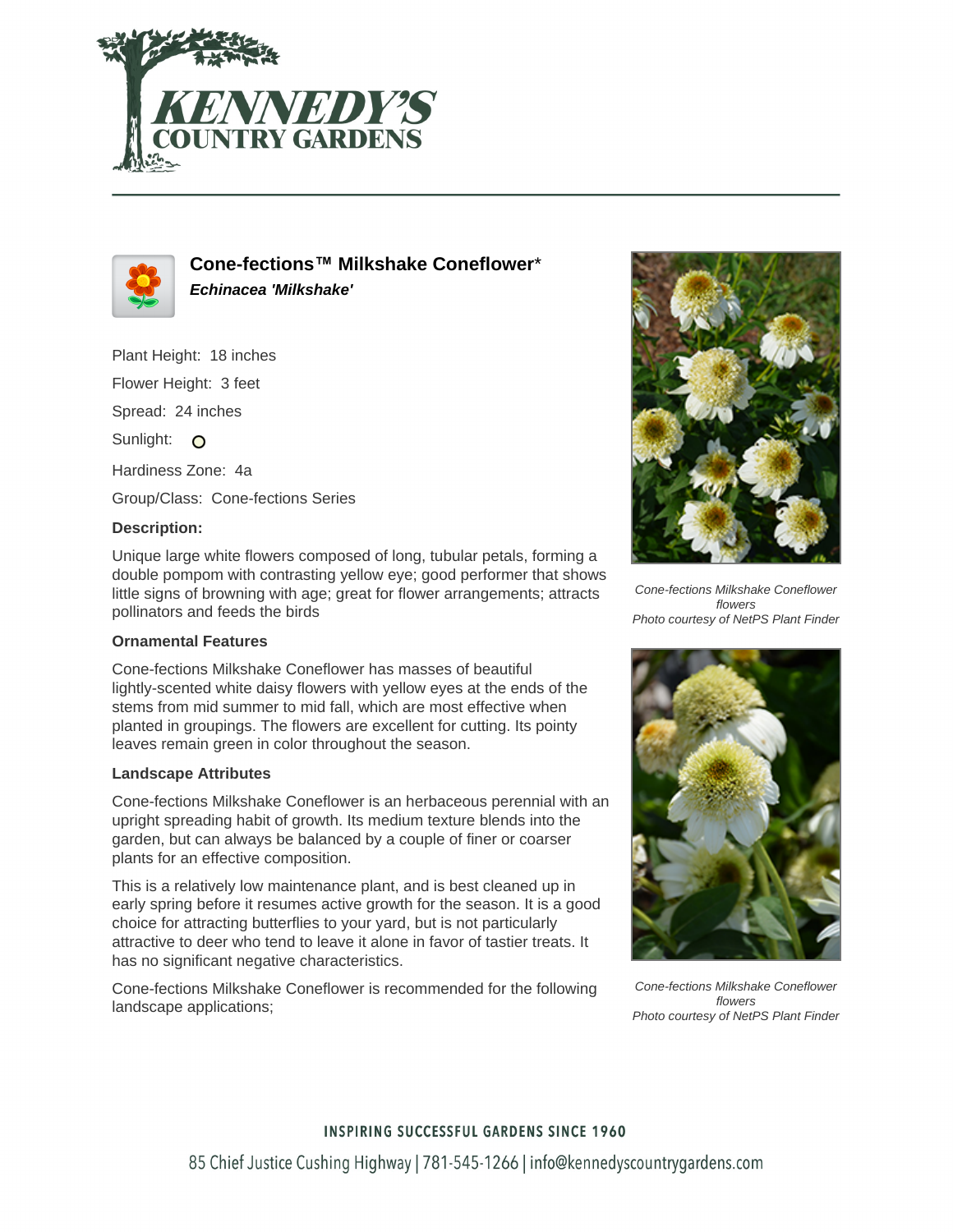# Cone-fections™ Milkshake Coneflower*

***Echinacea 'Milkshake'***

Plant Height: 18 inches

Flower Height: 3 feet

Spread: 24 inches

Sunlight: O

Hardiness Zone: 4a

Group/Class: Cone-fections Series

**Description:**

Unique large white flowers composed of long, tubular petals, forming a double pompom with contrasting yellow eye; good performer that shows little signs of browning with age; great for flower arrangements; attracts pollinators and feeds the birds

### Ornamental Features

Cone-fections Milkshake Coneflower has masses of beautiful lightly-scented white daisy flowers with yellow eyes at the ends of the stems from mid summer to mid fall, which are most effective when planted in groupings. The flowers are excellent for cutting. Its pointy leaves remain green in color throughout the season.

### Landscape Attributes

Cone-fections Milkshake Coneflower is an herbaceous perennial with an upright spreading habit of growth. Its medium texture blends into the garden, but can always be balanced by a couple of finer or coarser plants for an effective composition.

This is a relatively low maintenance plant, and is best cleaned up in early spring before it resumes active growth for the season. It is a good choice for attracting butterflies to your yard, but is not particularly attractive to deer who tend to leave it alone in favor of tastier treats. It has no significant negative characteristics.

Cone-fections Milkshake Coneflower is recommended for the following landscape applications;

*Cone-fections Milkshake Coneflower flowers*
*Photo courtesy of NetPS Plant Finder*

*Cone-fections Milkshake Coneflower flowers*
*Photo courtesy of NetPS Plant Finder*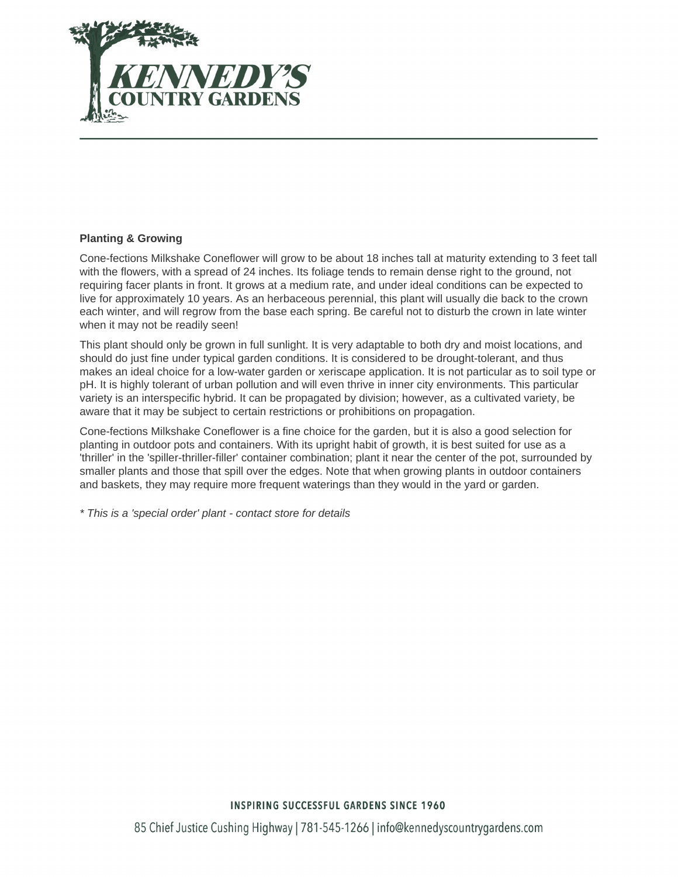**Planting & Growing**

Cone-fections Milkshake Coneflower will grow to be about 18 inches tall at maturity extending to 3 feet tall with the flowers, with a spread of 24 inches. Its foliage tends to remain dense right to the ground, not requiring facer plants in front. It grows at a medium rate, and under ideal conditions can be expected to live for approximately 10 years. As an herbaceous perennial, this plant will usually die back to the crown each winter, and will regrow from the base each spring. Be careful not to disturb the crown in late winter when it may not be readily seen!

This plant should only be grown in full sunlight. It is very adaptable to both dry and moist locations, and should do just fine under typical garden conditions. It is considered to be drought-tolerant, and thus makes an ideal choice for a low-water garden or xeriscape application. It is not particular as to soil type or pH. It is highly tolerant of urban pollution and will even thrive in inner city environments. This particular variety is an interspecific hybrid. It can be propagated by division; however, as a cultivated variety, be aware that it may be subject to certain restrictions or prohibitions on propagation.

Cone-fections Milkshake Coneflower is a fine choice for the garden, but it is also a good selection for planting in outdoor pots and containers. With its upright habit of growth, it is best suited for use as a 'thriller' in the 'spiller-thriller-filler' container combination; plant it near the center of the pot, surrounded by smaller plants and those that spill over the edges. Note that when growing plants in outdoor containers and baskets, they may require more frequent waterings than they would in the yard or garden.

*\* This is a 'special order' plant - contact store for details*